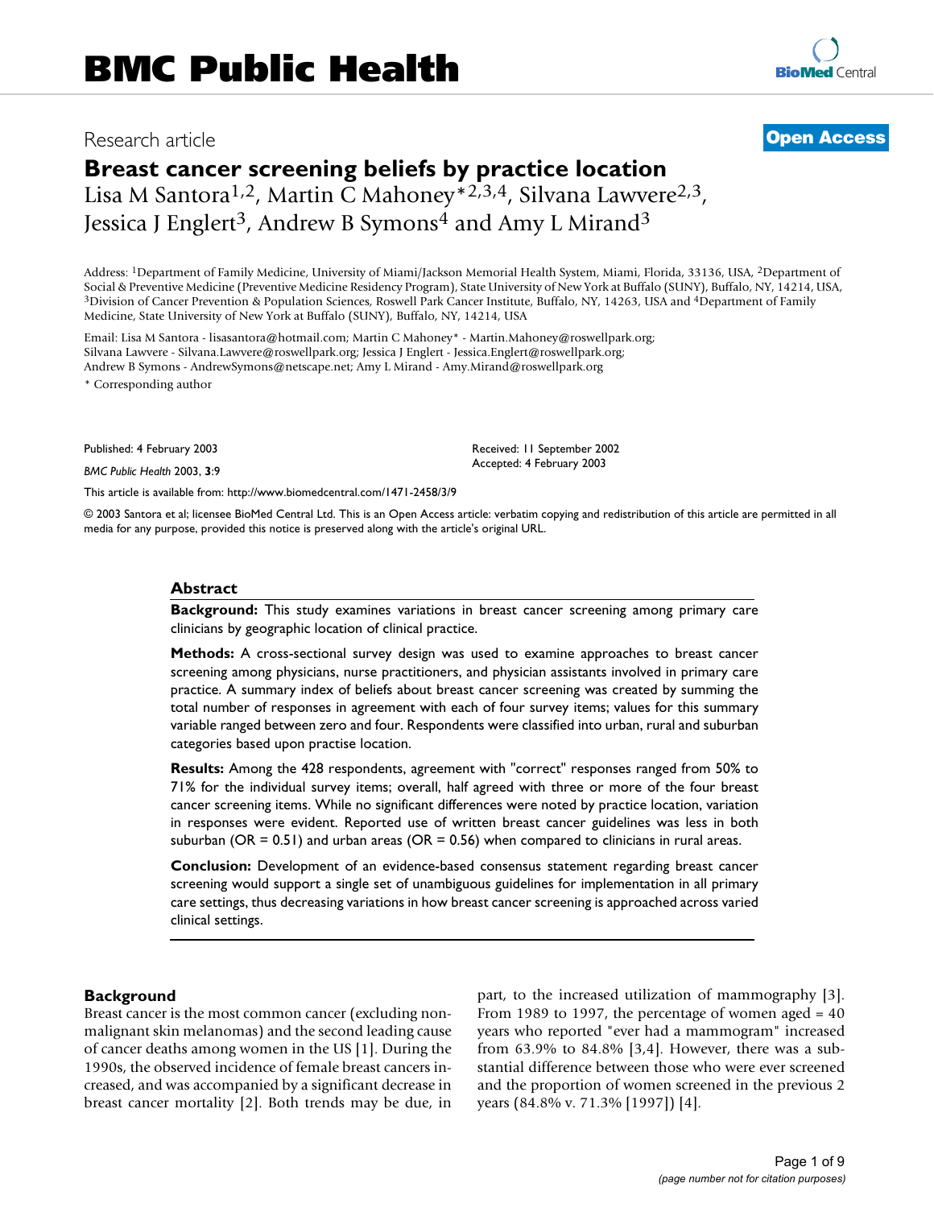Research article

**Open Access**

# Breast cancer screening beliefs by practice location

Lisa M Santora[1,2], Martin C Mahoney*[2,3,4], Silvana Lawvere[2,3], Jessica J Englert[3], Andrew B Symons[4] and Amy L Mirand[3]

Address: [1]Department of Family Medicine, University of Miami/Jackson Memorial Health System, Miami, Florida, 33136, USA, [2]Department of Social & Preventive Medicine (Preventive Medicine Residency Program), State University of New York at Buffalo (SUNY), Buffalo, NY, 14214, USA, [3]Division of Cancer Prevention & Population Sciences, Roswell Park Cancer Institute, Buffalo, NY, 14263, USA and [4]Department of Family Medicine, State University of New York at Buffalo (SUNY), Buffalo, NY, 14214, USA

Email: Lisa M Santora - lisasantora@hotmail.com; Martin C Mahoney* - Martin.Mahoney@roswellpark.org; Silvana Lawvere - Silvana.Lawvere@roswellpark.org; Jessica J Englert - Jessica.Englert@roswellpark.org; Andrew B Symons - AndrewSymons@netscape.net; Amy L Mirand - Amy.Mirand@roswellpark.org

* Corresponding author

Published: 4 February 2003

*BMC Public Health* 2003, **3**:9

Received: 11 September 2002
Accepted: 4 February 2003

This article is available from: http://www.biomedcentral.com/1471-2458/3/9

© 2003 Santora et al; licensee BioMed Central Ltd. This is an Open Access article: verbatim copying and redistribution of this article are permitted in all media for any purpose, provided this notice is preserved along with the article's original URL.

## Abstract

**Background:** This study examines variations in breast cancer screening among primary care clinicians by geographic location of clinical practice.

**Methods:** A cross-sectional survey design was used to examine approaches to breast cancer screening among physicians, nurse practitioners, and physician assistants involved in primary care practice. A summary index of beliefs about breast cancer screening was created by summing the total number of responses in agreement with each of four survey items; values for this summary variable ranged between zero and four. Respondents were classified into urban, rural and suburban categories based upon practise location.

**Results:** Among the 428 respondents, agreement with "correct" responses ranged from 50% to 71% for the individual survey items; overall, half agreed with three or more of the four breast cancer screening items. While no significant differences were noted by practice location, variation in responses were evident. Reported use of written breast cancer guidelines was less in both suburban (OR = 0.51) and urban areas (OR = 0.56) when compared to clinicians in rural areas.

**Conclusion:** Development of an evidence-based consensus statement regarding breast cancer screening would support a single set of unambiguous guidelines for implementation in all primary care settings, thus decreasing variations in how breast cancer screening is approached across varied clinical settings.

## Background

Breast cancer is the most common cancer (excluding non-malignant skin melanomas) and the second leading cause of cancer deaths among women in the US [1]. During the 1990s, the observed incidence of female breast cancers increased, and was accompanied by a significant decrease in breast cancer mortality [2]. Both trends may be due, in part, to the increased utilization of mammography [3]. From 1989 to 1997, the percentage of women aged = 40 years who reported "ever had a mammogram" increased from 63.9% to 84.8% [3,4]. However, there was a substantial difference between those who were ever screened and the proportion of women screened in the previous 2 years (84.8% v. 71.3% [1997]) [4].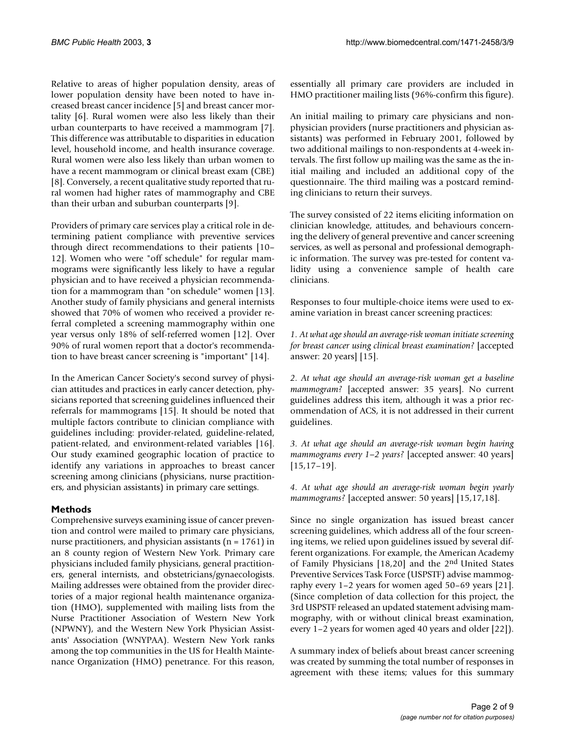Relative to areas of higher population density, areas of lower population density have been noted to have increased breast cancer incidence [5] and breast cancer mortality [6]. Rural women were also less likely than their urban counterparts to have received a mammogram [7]. This difference was attributable to disparities in education level, household income, and health insurance coverage. Rural women were also less likely than urban women to have a recent mammogram or clinical breast exam (CBE) [8]. Conversely, a recent qualitative study reported that rural women had higher rates of mammography and CBE than their urban and suburban counterparts [9].

Providers of primary care services play a critical role in determining patient compliance with preventive services through direct recommendations to their patients [10–12]. Women who were "off schedule" for regular mammograms were significantly less likely to have a regular physician and to have received a physician recommendation for a mammogram than "on schedule" women [13]. Another study of family physicians and general internists showed that 70% of women who received a provider referral completed a screening mammography within one year versus only 18% of self-referred women [12]. Over 90% of rural women report that a doctor's recommendation to have breast cancer screening is "important" [14].

In the American Cancer Society's second survey of physician attitudes and practices in early cancer detection, physicians reported that screening guidelines influenced their referrals for mammograms [15]. It should be noted that multiple factors contribute to clinician compliance with guidelines including: provider-related, guideline-related, patient-related, and environment-related variables [16]. Our study examined geographic location of practice to identify any variations in approaches to breast cancer screening among clinicians (physicians, nurse practitioners, and physician assistants) in primary care settings.

## Methods

Comprehensive surveys examining issue of cancer prevention and control were mailed to primary care physicians, nurse practitioners, and physician assistants (n = 1761) in an 8 county region of Western New York. Primary care physicians included family physicians, general practitioners, general internists, and obstetricians/gynaecologists. Mailing addresses were obtained from the provider directories of a major regional health maintenance organization (HMO), supplemented with mailing lists from the Nurse Practitioner Association of Western New York (NPWNY), and the Western New York Physician Assistants' Association (WNYPAA). Western New York ranks among the top communities in the US for Health Maintenance Organization (HMO) penetrance. For this reason, essentially all primary care providers are included in HMO practitioner mailing lists (96%-confirm this figure).

An initial mailing to primary care physicians and non-physician providers (nurse practitioners and physician assistants) was performed in February 2001, followed by two additional mailings to non-respondents at 4-week intervals. The first follow up mailing was the same as the initial mailing and included an additional copy of the questionnaire. The third mailing was a postcard reminding clinicians to return their surveys.

The survey consisted of 22 items eliciting information on clinician knowledge, attitudes, and behaviours concerning the delivery of general preventive and cancer screening services, as well as personal and professional demographic information. The survey was pre-tested for content validity using a convenience sample of health care clinicians.

Responses to four multiple-choice items were used to examine variation in breast cancer screening practices:

*1. At what age should an average-risk woman initiate screening for breast cancer using clinical breast examination?* [accepted answer: 20 years] [15].

*2. At what age should an average-risk woman get a baseline mammogram?* [accepted answer: 35 years]. No current guidelines address this item, although it was a prior recommendation of ACS, it is not addressed in their current guidelines.

*3. At what age should an average-risk woman begin having mammograms every 1–2 years?* [accepted answer: 40 years] [15,17–19].

*4. At what age should an average-risk woman begin yearly mammograms?* [accepted answer: 50 years] [15,17,18].

Since no single organization has issued breast cancer screening guidelines, which address all of the four screening items, we relied upon guidelines issued by several different organizations. For example, the American Academy of Family Physicians [18,20] and the 2nd United States Preventive Services Task Force (USPSTF) advise mammography every 1–2 years for women aged 50–69 years [21]. (Since completion of data collection for this project, the 3rd USPSTF released an updated statement advising mammography, with or without clinical breast examination, every 1–2 years for women aged 40 years and older [22]).

A summary index of beliefs about breast cancer screening was created by summing the total number of responses in agreement with these items; values for this summary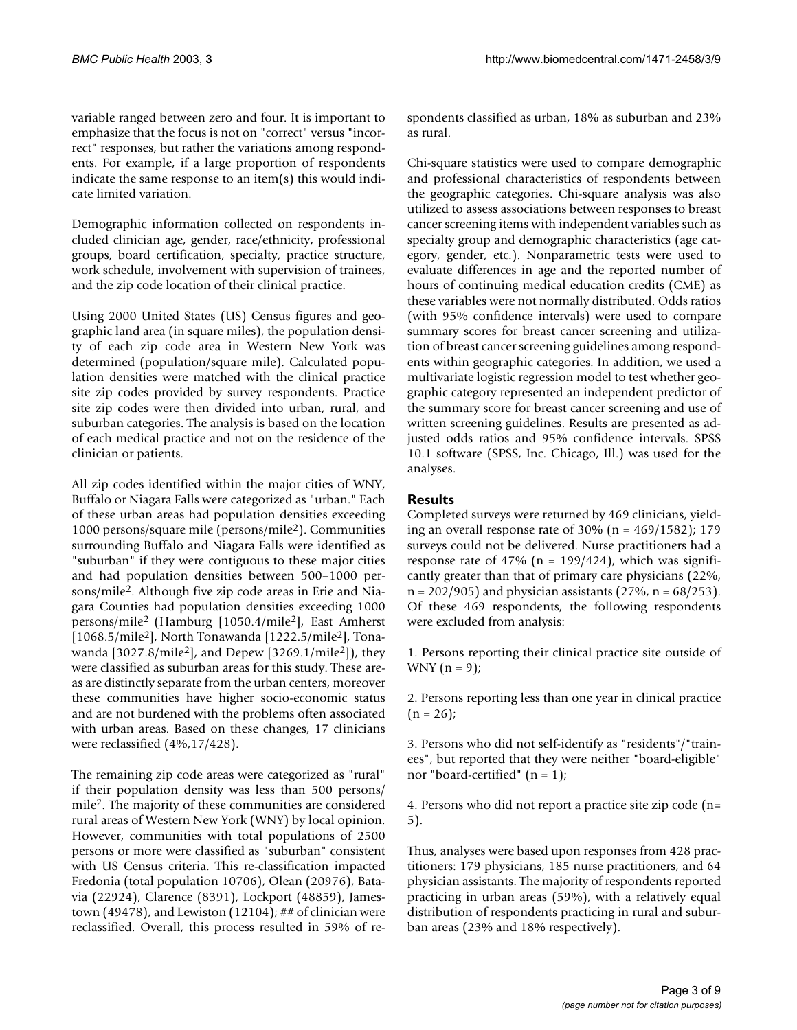variable ranged between zero and four. It is important to emphasize that the focus is not on "correct" versus "incorrect" responses, but rather the variations among respondents. For example, if a large proportion of respondents indicate the same response to an item(s) this would indicate limited variation.

Demographic information collected on respondents included clinician age, gender, race/ethnicity, professional groups, board certification, specialty, practice structure, work schedule, involvement with supervision of trainees, and the zip code location of their clinical practice.

Using 2000 United States (US) Census figures and geographic land area (in square miles), the population density of each zip code area in Western New York was determined (population/square mile). Calculated population densities were matched with the clinical practice site zip codes provided by survey respondents. Practice site zip codes were then divided into urban, rural, and suburban categories. The analysis is based on the location of each medical practice and not on the residence of the clinician or patients.

All zip codes identified within the major cities of WNY, Buffalo or Niagara Falls were categorized as "urban." Each of these urban areas had population densities exceeding 1000 persons/square mile (persons/mile$^2$). Communities surrounding Buffalo and Niagara Falls were identified as "suburban" if they were contiguous to these major cities and had population densities between 500–1000 persons/mile$^2$. Although five zip code areas in Erie and Niagara Counties had population densities exceeding 1000 persons/mile$^2$ (Hamburg [1050.4/mile$^2$], East Amherst [1068.5/mile$^2$], North Tonawanda [1222.5/mile$^2$], Tonawanda [3027.8/mile$^2$], and Depew [3269.1/mile$^2$]), they were classified as suburban areas for this study. These areas are distinctly separate from the urban centers, moreover these communities have higher socio-economic status and are not burdened with the problems often associated with urban areas. Based on these changes, 17 clinicians were reclassified (4%,17/428).

The remaining zip code areas were categorized as "rural" if their population density was less than 500 persons/mile$^2$. The majority of these communities are considered rural areas of Western New York (WNY) by local opinion. However, communities with total populations of 2500 persons or more were classified as "suburban" consistent with US Census criteria. This re-classification impacted Fredonia (total population 10706), Olean (20976), Batavia (22924), Clarence (8391), Lockport (48859), Jamestown (49478), and Lewiston (12104); ## of clinician were reclassified. Overall, this process resulted in 59% of respondents classified as urban, 18% as suburban and 23% as rural.

Chi-square statistics were used to compare demographic and professional characteristics of respondents between the geographic categories. Chi-square analysis was also utilized to assess associations between responses to breast cancer screening items with independent variables such as specialty group and demographic characteristics (age category, gender, etc.). Nonparametric tests were used to evaluate differences in age and the reported number of hours of continuing medical education credits (CME) as these variables were not normally distributed. Odds ratios (with 95% confidence intervals) were used to compare summary scores for breast cancer screening and utilization of breast cancer screening guidelines among respondents within geographic categories. In addition, we used a multivariate logistic regression model to test whether geographic category represented an independent predictor of the summary score for breast cancer screening and use of written screening guidelines. Results are presented as adjusted odds ratios and 95% confidence intervals. SPSS 10.1 software (SPSS, Inc. Chicago, Ill.) was used for the analyses.

## Results

Completed surveys were returned by 469 clinicians, yielding an overall response rate of 30% (n = 469/1582); 179 surveys could not be delivered. Nurse practitioners had a response rate of 47% (n = 199/424), which was significantly greater than that of primary care physicians (22%, n = 202/905) and physician assistants (27%, n = 68/253). Of these 469 respondents, the following respondents were excluded from analysis:

1. Persons reporting their clinical practice site outside of WNY (n = 9);

2. Persons reporting less than one year in clinical practice (n = 26);

3. Persons who did not self-identify as "residents"/"trainees", but reported that they were neither "board-eligible" nor "board-certified" (n = 1);

4. Persons who did not report a practice site zip code (n= 5).

Thus, analyses were based upon responses from 428 practitioners: 179 physicians, 185 nurse practitioners, and 64 physician assistants. The majority of respondents reported practicing in urban areas (59%), with a relatively equal distribution of respondents practicing in rural and suburban areas (23% and 18% respectively).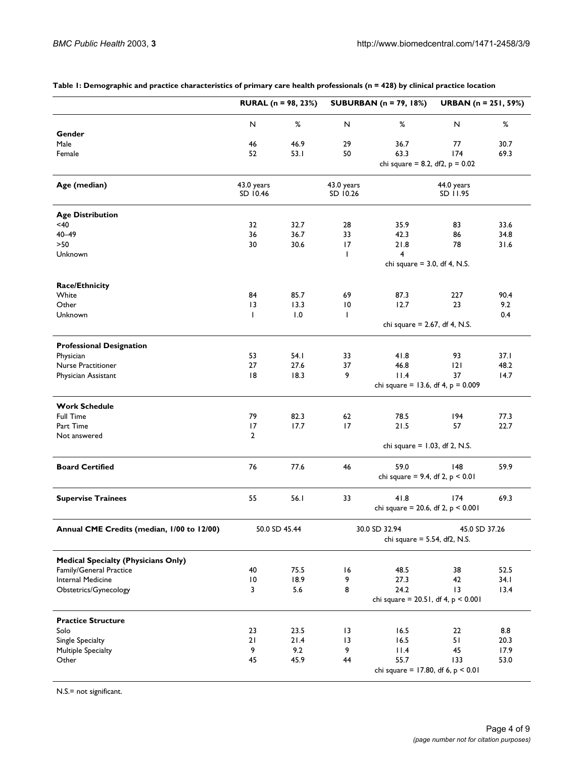**Table 1: Demographic and practice characteristics of primary care health professionals (n = 428) by clinical practice location**

| | RURAL (n = 98, 23%) | | SUBURBAN (n = 79, 18%) | | URBAN (n = 251, 59%) | |
|---|---|---|---|---|---|---|
| | N | % | N | % | N | % |
| **Gender** | | | | | | |
| Male | 46 | 46.9 | 29 | 36.7 | 77 | 30.7 |
| Female | 52 | 53.1 | 50 | 63.3 | 174 | 69.3 |
| | | | | chi square = 8.2, df2, p = 0.02 | | |
| **Age (median)** | 43.0 years SD 10.46 | | 43.0 years SD 10.26 | | 44.0 years SD 11.95 | |
| **Age Distribution** | | | | | | |
| <40 | 32 | 32.7 | 28 | 35.9 | 83 | 33.6 |
| 40–49 | 36 | 36.7 | 33 | 42.3 | 86 | 34.8 |
| >50 | 30 | 30.6 | 17 | 21.8 | 78 | 31.6 |
| Unknown | | | 1 | 4 | | |
| | | | | chi square = 3.0, df 4, N.S. | | |
| **Race/Ethnicity** | | | | | | |
| White | 84 | 85.7 | 69 | 87.3 | 227 | 90.4 |
| Other | 13 | 13.3 | 10 | 12.7 | 23 | 9.2 |
| Unknown | 1 | 1.0 | 1 | | | 0.4 |
| | | | | chi square = 2.67, df 4, N.S. | | |
| **Professional Designation** | | | | | | |
| Physician | 53 | 54.1 | 33 | 41.8 | 93 | 37.1 |
| Nurse Practitioner | 27 | 27.6 | 37 | 46.8 | 121 | 48.2 |
| Physician Assistant | 18 | 18.3 | 9 | 11.4 | 37 | 14.7 |
| | | | | chi square = 13.6, df 4, p = 0.009 | | |
| **Work Schedule** | | | | | | |
| Full Time | 79 | 82.3 | 62 | 78.5 | 194 | 77.3 |
| Part Time | 17 | 17.7 | 17 | 21.5 | 57 | 22.7 |
| Not answered | 2 | | | | | |
| | | | | chi square = 1.03, df 2, N.S. | | |
| **Board Certified** | 76 | 77.6 | 46 | 59.0 | 148 | 59.9 |
| | | | | chi square = 9.4, df 2, p < 0.01 | | |
| **Supervise Trainees** | 55 | 56.1 | 33 | 41.8 | 174 | 69.3 |
| | | | | chi square = 20.6, df 2, p < 0.001 | | |
| **Annual CME Credits (median, 1/00 to 12/00)** | 50.0 SD 45.44 | | 30.0 SD 32.94 | | 45.0 SD 37.26 | |
| | | | | chi square = 5.54, df2, N.S. | | |
| **Medical Specialty (Physicians Only)** | | | | | | |
| Family/General Practice | 40 | 75.5 | 16 | 48.5 | 38 | 52.5 |
| Internal Medicine | 10 | 18.9 | 9 | 27.3 | 42 | 34.1 |
| Obstetrics/Gynecology | 3 | 5.6 | 8 | 24.2 | 13 | 13.4 |
| | | | | chi square = 20.51, df 4, p < 0.001 | | |
| **Practice Structure** | | | | | | |
| Solo | 23 | 23.5 | 13 | 16.5 | 22 | 8.8 |
| Single Specialty | 21 | 21.4 | 13 | 16.5 | 51 | 20.3 |
| Multiple Specialty | 9 | 9.2 | 9 | 11.4 | 45 | 17.9 |
| Other | 45 | 45.9 | 44 | 55.7 | 133 | 53.0 |
| | | | | chi square = 17.80, df 6, p < 0.01 | | |

N.S.= not significant.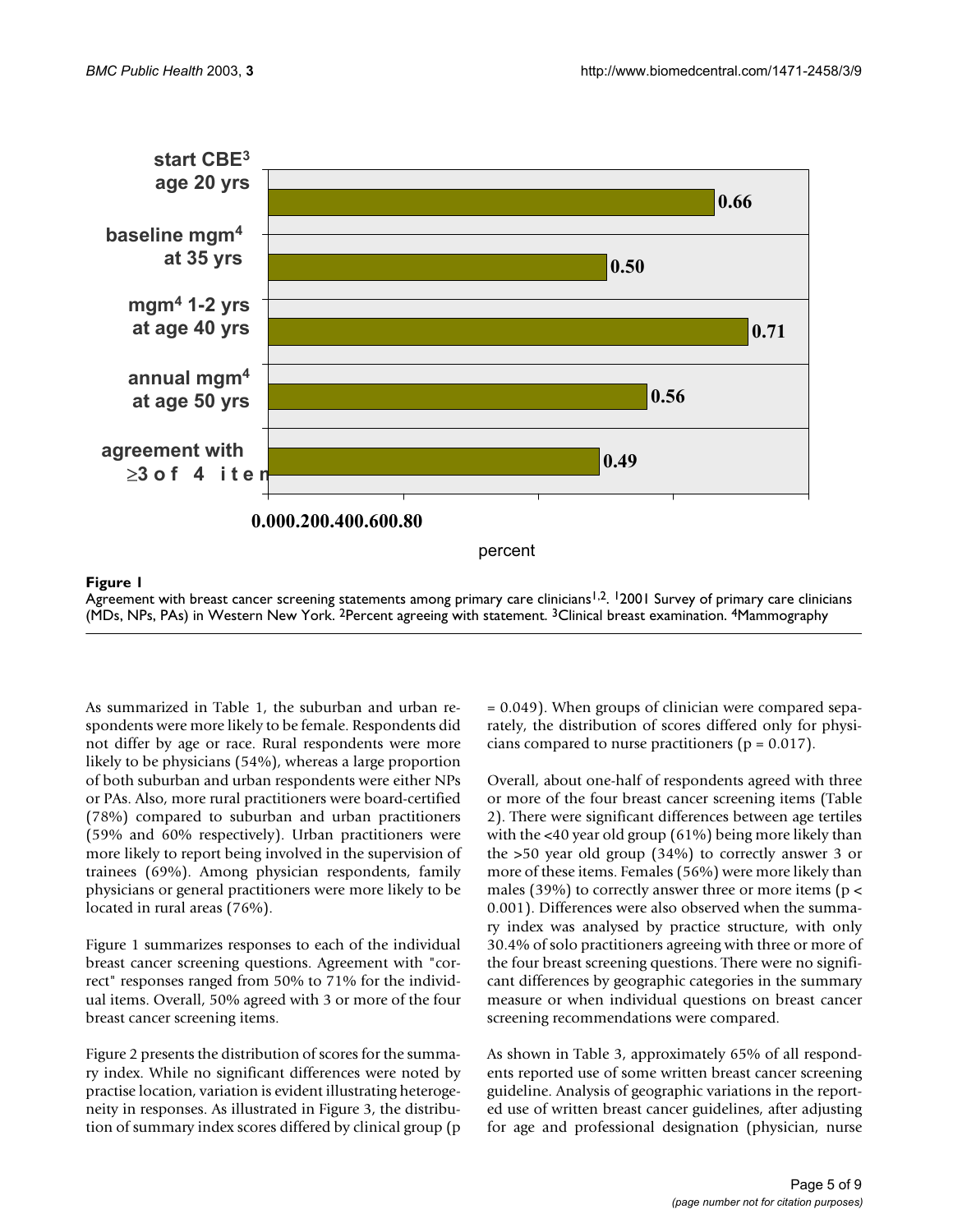**Figure 1**

Agreement with breast cancer screening statements among primary care clinicians[1,2]. [1]2001 Survey of primary care clinicians (MDs, NPs, PAs) in Western New York. [2]Percent agreeing with statement. [3]Clinical breast examination. [4]Mammography

As summarized in Table 1, the suburban and urban respondents were more likely to be female. Respondents did not differ by age or race. Rural respondents were more likely to be physicians (54%), whereas a large proportion of both suburban and urban respondents were either NPs or PAs. Also, more rural practitioners were board-certified (78%) compared to suburban and urban practitioners (59% and 60% respectively). Urban practitioners were more likely to report being involved in the supervision of trainees (69%). Among physician respondents, family physicians or general practitioners were more likely to be located in rural areas (76%).

Figure 1 summarizes responses to each of the individual breast cancer screening questions. Agreement with "correct" responses ranged from 50% to 71% for the individual items. Overall, 50% agreed with 3 or more of the four breast cancer screening items.

Figure 2 presents the distribution of scores for the summary index. While no significant differences were noted by practise location, variation is evident illustrating heterogeneity in responses. As illustrated in Figure 3, the distribution of summary index scores differed by clinical group ($p = 0.049$). When groups of clinician were compared separately, the distribution of scores differed only for physicians compared to nurse practitioners ($p = 0.017$).

Overall, about one-half of respondents agreed with three or more of the four breast cancer screening items (Table 2). There were significant differences between age tertiles with the <40 year old group (61%) being more likely than the >50 year old group (34%) to correctly answer 3 or more of these items. Females (56%) were more likely than males (39%) to correctly answer three or more items ($p < 0.001$). Differences were also observed when the summary index was analysed by practice structure, with only 30.4% of solo practitioners agreeing with three or more of the four breast screening questions. There were no significant differences by geographic categories in the summary measure or when individual questions on breast cancer screening recommendations were compared.

As shown in Table 3, approximately 65% of all respondents reported use of some written breast cancer screening guideline. Analysis of geographic variations in the reported use of written breast cancer guidelines, after adjusting for age and professional designation (physician, nurse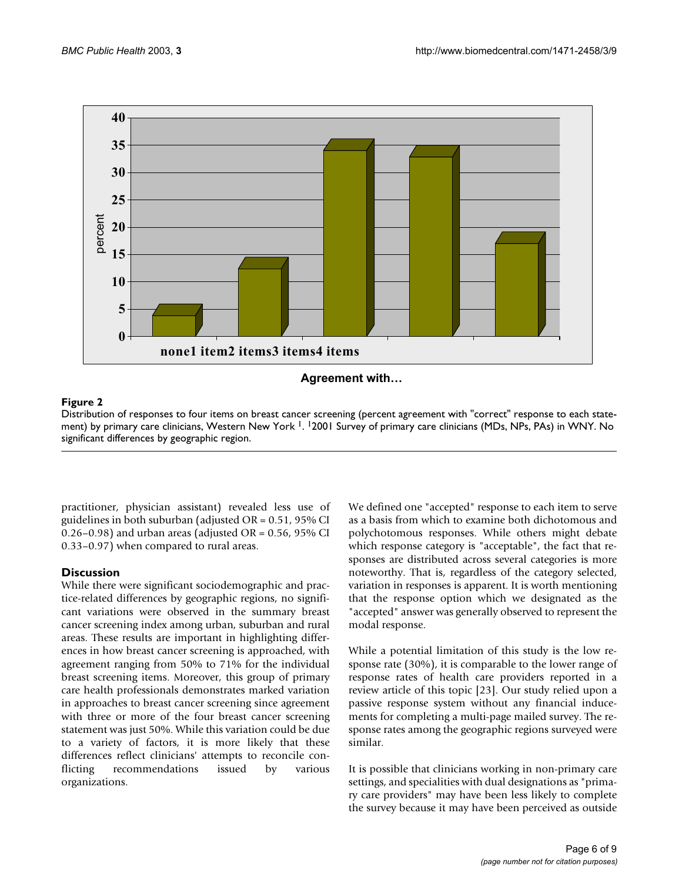**Figure 2**

Distribution of responses to four items on breast cancer screening (percent agreement with "correct" response to each statement) by primary care clinicians, Western New York [1]. [1]2001 Survey of primary care clinicians (MDs, NPs, PAs) in WNY. No significant differences by geographic region.

practitioner, physician assistant) revealed less use of guidelines in both suburban (adjusted OR = 0.51, 95% CI 0.26–0.98) and urban areas (adjusted OR = 0.56, 95% CI 0.33–0.97) when compared to rural areas.

## Discussion

While there were significant sociodemographic and practice-related differences by geographic regions, no significant variations were observed in the summary breast cancer screening index among urban, suburban and rural areas. These results are important in highlighting differences in how breast cancer screening is approached, with agreement ranging from 50% to 71% for the individual breast screening items. Moreover, this group of primary care health professionals demonstrates marked variation in approaches to breast cancer screening since agreement with three or more of the four breast cancer screening statement was just 50%. While this variation could be due to a variety of factors, it is more likely that these differences reflect clinicians' attempts to reconcile conflicting recommendations issued by various organizations.

We defined one "accepted" response to each item to serve as a basis from which to examine both dichotomous and polychotomous responses. While others might debate which response category is "acceptable", the fact that responses are distributed across several categories is more noteworthy. That is, regardless of the category selected, variation in responses is apparent. It is worth mentioning that the response option which we designated as the "accepted" answer was generally observed to represent the modal response.

While a potential limitation of this study is the low response rate (30%), it is comparable to the lower range of response rates of health care providers reported in a review article of this topic [23]. Our study relied upon a passive response system without any financial inducements for completing a multi-page mailed survey. The response rates among the geographic regions surveyed were similar.

It is possible that clinicians working in non-primary care settings, and specialities with dual designations as "primary care providers" may have been less likely to complete the survey because it may have been perceived as outside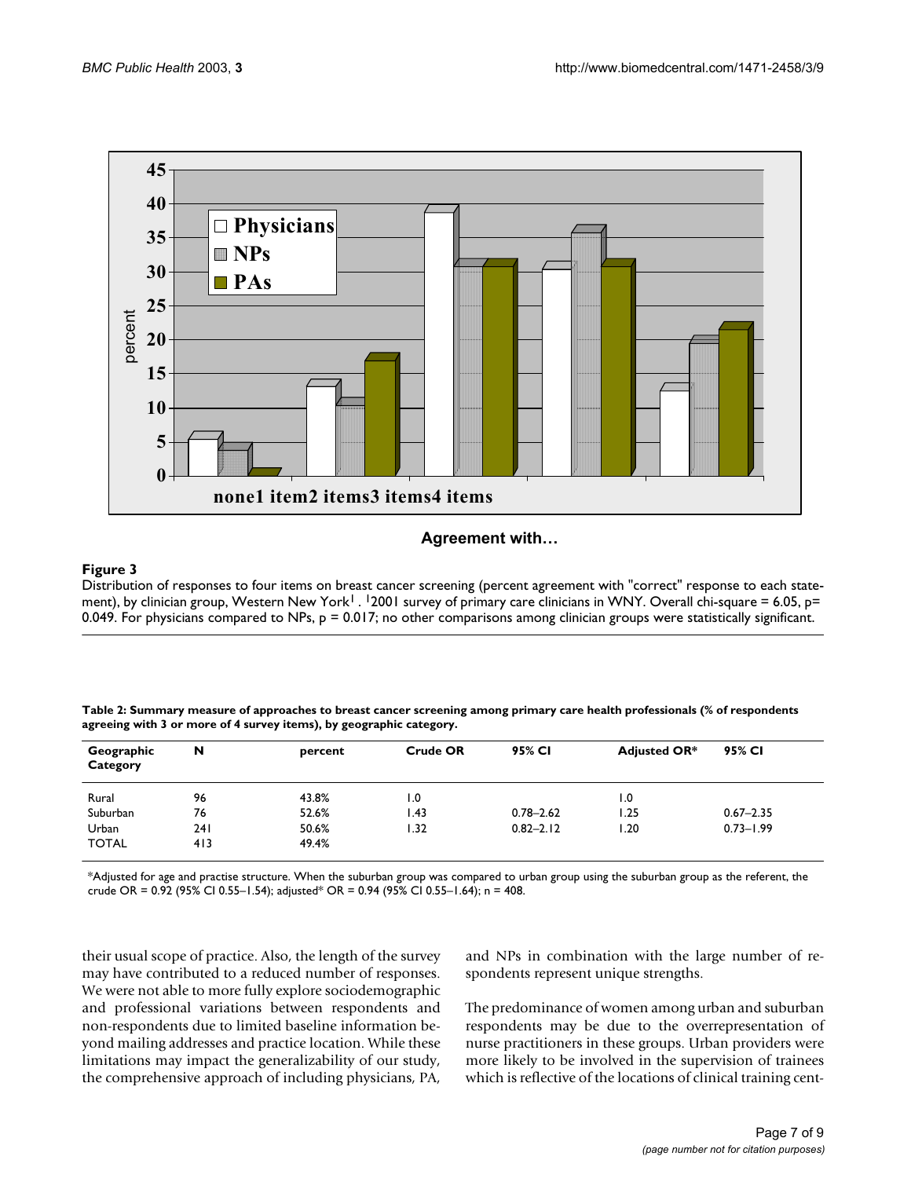**Figure 3**

Distribution of responses to four items on breast cancer screening (percent agreement with "correct" response to each statement), by clinician group, Western New York[1]. [1]2001 survey of primary care clinicians in WNY. Overall chi-square = 6.05, p= 0.049. For physicians compared to NPs, p = 0.017; no other comparisons among clinician groups were statistically significant.

**Table 2: Summary measure of approaches to breast cancer screening among primary care health professionals (% of respondents agreeing with 3 or more of 4 survey items), by geographic category.**

| Geographic Category | N | percent | Crude OR | 95% CI | Adjusted OR* | 95% CI |
|---|---|---|---|---|---|---|
| Rural | 96 | 43.8% | 1.0 | | 1.0 | |
| Suburban | 76 | 52.6% | 1.43 | 0.78–2.62 | 1.25 | 0.67–2.35 |
| Urban | 241 | 50.6% | 1.32 | 0.82–2.12 | 1.20 | 0.73–1.99 |
| TOTAL | 413 | 49.4% | | | | |

*Adjusted for age and practise structure. When the suburban group was compared to urban group using the suburban group as the referent, the crude OR = 0.92 (95% CI 0.55–1.54); adjusted* OR = 0.94 (95% CI 0.55–1.64); n = 408.

their usual scope of practice. Also, the length of the survey may have contributed to a reduced number of responses. We were not able to more fully explore sociodemographic and professional variations between respondents and non-respondents due to limited baseline information beyond mailing addresses and practice location. While these limitations may impact the generalizability of our study, the comprehensive approach of including physicians, PA, and NPs in combination with the large number of respondents represent unique strengths.

The predominance of women among urban and suburban respondents may be due to the overrepresentation of nurse practitioners in these groups. Urban providers were more likely to be involved in the supervision of trainees which is reflective of the locations of clinical training cent-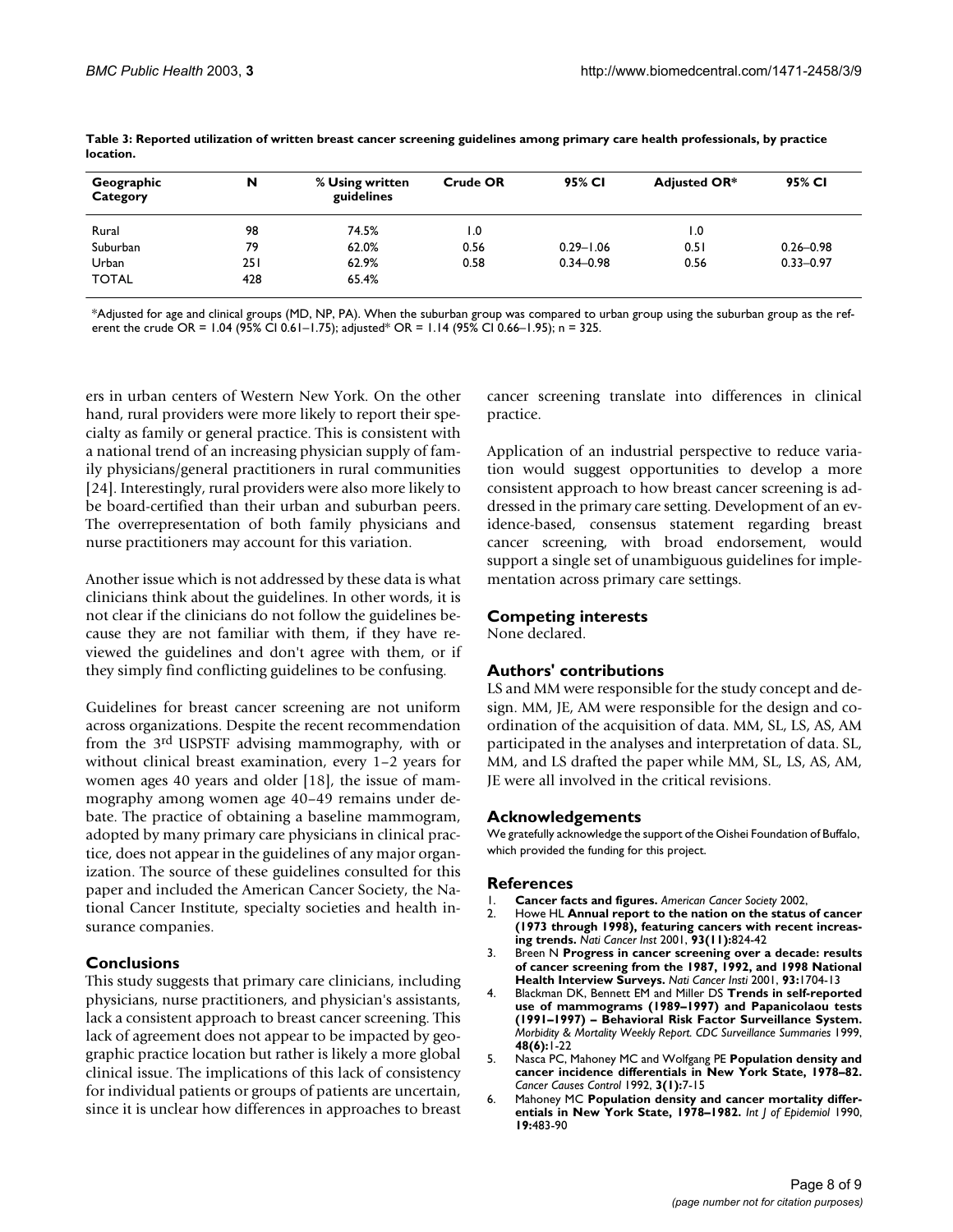**Table 3: Reported utilization of written breast cancer screening guidelines among primary care health professionals, by practice location.**

| Geographic Category | N | % Using written guidelines | Crude OR | 95% CI | Adjusted OR* | 95% CI |
| --- | --- | --- | --- | --- | --- | --- |
| Rural | 98 | 74.5% | 1.0 | | 1.0 | |
| Suburban | 79 | 62.0% | 0.56 | 0.29–1.06 | 0.51 | 0.26–0.98 |
| Urban | 251 | 62.9% | 0.58 | 0.34–0.98 | 0.56 | 0.33–0.97 |
| TOTAL | 428 | 65.4% | | | | |

*Adjusted for age and clinical groups (MD, NP, PA). When the suburban group was compared to urban group using the suburban group as the referent the crude OR = 1.04 (95% CI 0.61–1.75); adjusted* OR = 1.14 (95% CI 0.66–1.95); n = 325.

ers in urban centers of Western New York. On the other hand, rural providers were more likely to report their specialty as family or general practice. This is consistent with a national trend of an increasing physician supply of family physicians/general practitioners in rural communities [24]. Interestingly, rural providers were also more likely to be board-certified than their urban and suburban peers. The overrepresentation of both family physicians and nurse practitioners may account for this variation.

Another issue which is not addressed by these data is what clinicians think about the guidelines. In other words, it is not clear if the clinicians do not follow the guidelines because they are not familiar with them, if they have reviewed the guidelines and don't agree with them, or if they simply find conflicting guidelines to be confusing.

Guidelines for breast cancer screening are not uniform across organizations. Despite the recent recommendation from the 3rd USPSTF advising mammography, with or without clinical breast examination, every 1–2 years for women ages 40 years and older [18], the issue of mammography among women age 40–49 remains under debate. The practice of obtaining a baseline mammogram, adopted by many primary care physicians in clinical practice, does not appear in the guidelines of any major organization. The source of these guidelines consulted for this paper and included the American Cancer Society, the National Cancer Institute, specialty societies and health insurance companies.

## Conclusions

This study suggests that primary care clinicians, including physicians, nurse practitioners, and physician's assistants, lack a consistent approach to breast cancer screening. This lack of agreement does not appear to be impacted by geographic practice location but rather is likely a more global clinical issue. The implications of this lack of consistency for individual patients or groups of patients are uncertain, since it is unclear how differences in approaches to breast cancer screening translate into differences in clinical practice.

Application of an industrial perspective to reduce variation would suggest opportunities to develop a more consistent approach to how breast cancer screening is addressed in the primary care setting. Development of an evidence-based, consensus statement regarding breast cancer screening, with broad endorsement, would support a single set of unambiguous guidelines for implementation across primary care settings.

## Competing interests

None declared.

## Authors' contributions

LS and MM were responsible for the study concept and design. MM, JE, AM were responsible for the design and coordination of the acquisition of data. MM, SL, LS, AS, AM participated in the analyses and interpretation of data. SL, MM, and LS drafted the paper while MM, SL, LS, AS, AM, JE were all involved in the critical revisions.

## Acknowledgements

We gratefully acknowledge the support of the Oishei Foundation of Buffalo, which provided the funding for this project.

## References

1. **Cancer facts and figures.** *American Cancer Society* 2002,
2. Howe HL **Annual report to the nation on the status of cancer (1973 through 1998), featuring cancers with recent increasing trends.** *Nati Cancer Inst* 2001, **93(11):**824-42
3. Breen N **Progress in cancer screening over a decade: results of cancer screening from the 1987, 1992, and 1998 National Health Interview Surveys.** *Nati Cancer Insti* 2001, **93:**1704-13
4. Blackman DK, Bennett EM and Miller DS **Trends in self-reported use of mammograms (1989–1997) and Papanicolaou tests (1991–1997) – Behavioral Risk Factor Surveillance System.** *Morbidity & Mortality Weekly Report. CDC Surveillance Summaries* 1999, **48(6):**1-22
5. Nasca PC, Mahoney MC and Wolfgang PE **Population density and cancer incidence differentials in New York State, 1978–82.** *Cancer Causes Control* 1992, **3(1):**7-15
6. Mahoney MC **Population density and cancer mortality differentials in New York State, 1978–1982.** *Int J of Epidemiol* 1990, **19:**483-90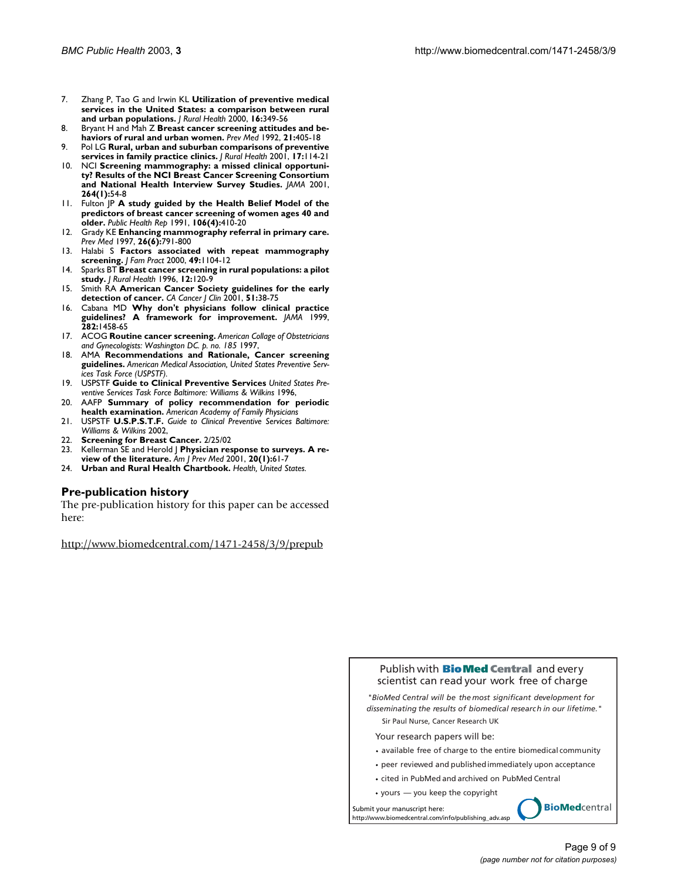7. Zhang P, Tao G and Irwin KL **Utilization of preventive medical services in the United States: a comparison between rural and urban populations.** *J Rural Health* 2000, **16:**349-56
8. Bryant H and Mah Z **Breast cancer screening attitudes and behaviors of rural and urban women.** *Prev Med* 1992, **21:**405-18
9. Pol LG **Rural, urban and suburban comparisons of preventive services in family practice clinics.** *J Rural Health* 2001, **17:**114-21
10. NCI **Screening mammography: a missed clinical opportunity? Results of the NCI Breast Cancer Screening Consortium and National Health Interview Survey Studies.** *JAMA* 2001, **264(1):**54-8
11. Fulton JP **A study guided by the Health Belief Model of the predictors of breast cancer screening of women ages 40 and older.** *Public Health Rep* 1991, **106(4):**410-20
12. Grady KE **Enhancing mammography referral in primary care.** *Prev Med* 1997, **26(6):**791-800
13. Halabi S **Factors associated with repeat mammography screening.** *J Fam Pract* 2000, **49:**1104-12
14. Sparks BT **Breast cancer screening in rural populations: a pilot study.** *J Rural Health* 1996, **12:**120-9
15. Smith RA **American Cancer Society guidelines for the early detection of cancer.** *CA Cancer J Clin* 2001, **51:**38-75
16. Cabana MD **Why don't physicians follow clinical practice guidelines? A framework for improvement.** *JAMA* 1999, **282:**1458-65
17. ACOG **Routine cancer screening.** *American Collage of Obstetricians and Gynecologists: Washington DC. p. no. 185* 1997,
18. AMA **Recommendations and Rationale, Cancer screening guidelines.** *American Medical Association, United States Preventive Services Task Force (USPSTF).*
19. USPSTF **Guide to Clinical Preventive Services** *United States Preventive Services Task Force Baltimore: Williams & Wilkins* 1996,
20. AAFP **Summary of policy recommendation for periodic health examination.** *American Academy of Family Physicians*
21. USPSTF **U.S.P.S.T.F.** *Guide to Clinical Preventive Services Baltimore: Williams & Wilkins* 2002,
22. **Screening for Breast Cancer.** 2/25/02
23. Kellerman SE and Herold J **Physician response to surveys. A review of the literature.** *Am J Prev Med* 2001, **20(1):**61-7
24. **Urban and Rural Health Chartbook.** *Health, United States.*

## Pre-publication history

The pre-publication history for this paper can be accessed here:

http://www.biomedcentral.com/1471-2458/3/9/prepub

Publish with **BioMed Central** and every scientist can read your work free of charge

*"BioMed Central will be the most significant development for disseminating the results of biomedical research in our lifetime."*

Sir Paul Nurse, Cancer Research UK

Your research papers will be:

- available free of charge to the entire biomedical community
- peer reviewed and published immediately upon acceptance
- cited in PubMed and archived on PubMed Central
- yours — you keep the copyright

Submit your manuscript here:
http://www.biomedcentral.com/info/publishing_adv.asp

**BioMed**central